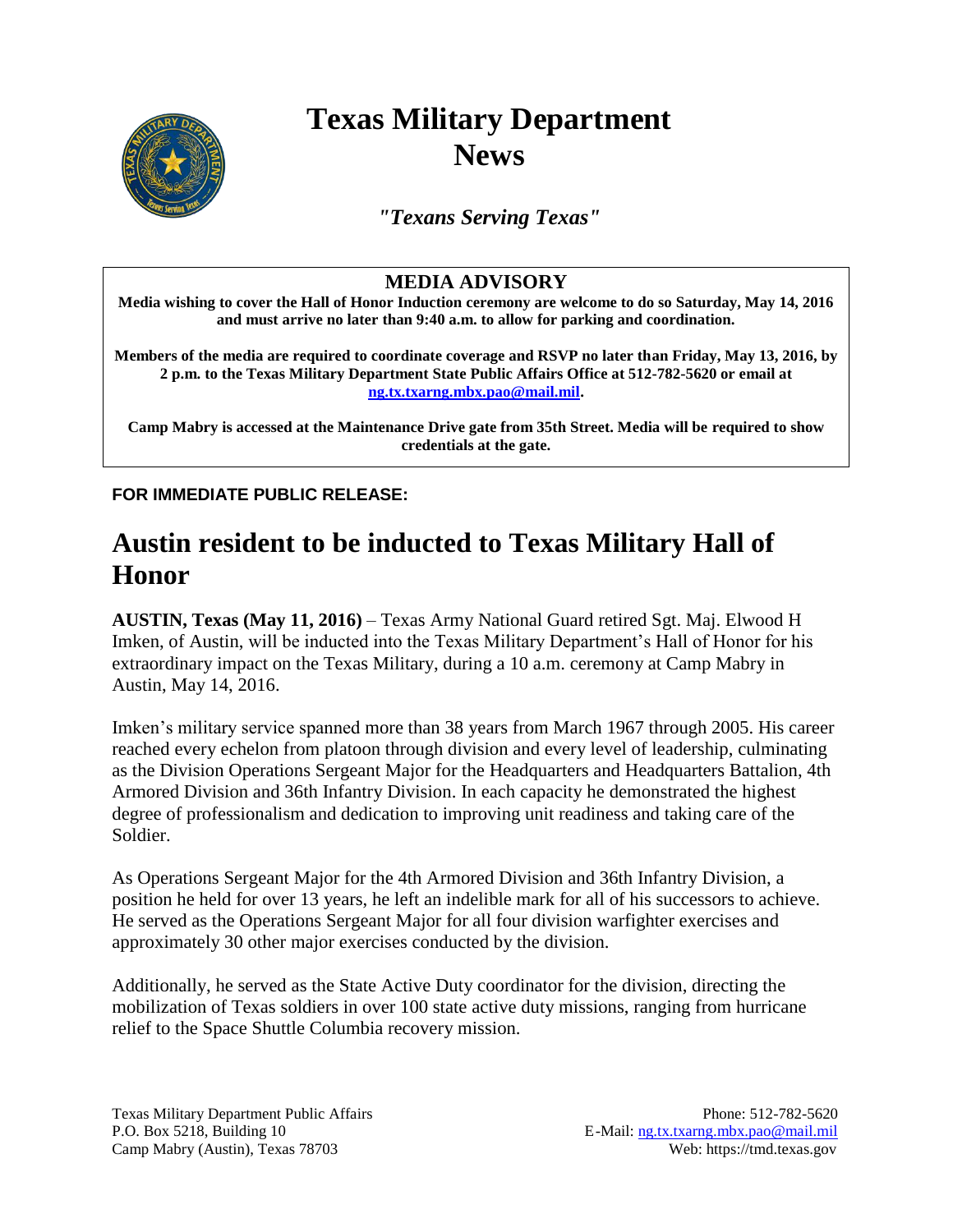// Texas Military Department
# Texas Military Department News

***"Texans Serving Texas"***

## MEDIA ADVISORY

**Media wishing to cover the Hall of Honor Induction ceremony are welcome to do so Saturday, May 14, 2016 and must arrive no later than 9:40 a.m. to allow for parking and coordination.**

**Members of the media are required to coordinate coverage and RSVP no later than Friday, May 13, 2016, by 2 p.m. to the Texas Military Department State Public Affairs Office at 512-782-5620 or email at [ng.tx.txarng.mbx.pao@mail.mil](mailto:ng.tx.txarng.mbx.pao@mail.mil).**

**Camp Mabry is accessed at the Maintenance Drive gate from 35th Street. Media will be required to show credentials at the gate.**

**FOR IMMEDIATE PUBLIC RELEASE:**

# Austin resident to be inducted to Texas Military Hall of Honor

**AUSTIN, Texas (May 11, 2016)** – Texas Army National Guard retired Sgt. Maj. Elwood H Imken, of Austin, will be inducted into the Texas Military Department's Hall of Honor for his extraordinary impact on the Texas Military, during a 10 a.m. ceremony at Camp Mabry in Austin, May 14, 2016.

Imken's military service spanned more than 38 years from March 1967 through 2005. His career reached every echelon from platoon through division and every level of leadership, culminating as the Division Operations Sergeant Major for the Headquarters and Headquarters Battalion, 4th Armored Division and 36th Infantry Division. In each capacity he demonstrated the highest degree of professionalism and dedication to improving unit readiness and taking care of the Soldier.

As Operations Sergeant Major for the 4th Armored Division and 36th Infantry Division, a position he held for over 13 years, he left an indelible mark for all of his successors to achieve. He served as the Operations Sergeant Major for all four division warfighter exercises and approximately 30 other major exercises conducted by the division.

Additionally, he served as the State Active Duty coordinator for the division, directing the mobilization of Texas soldiers in over 100 state active duty missions, ranging from hurricane relief to the Space Shuttle Columbia recovery mission.

Texas Military Department Public Affairs
P.O. Box 5218, Building 10
Camp Mabry (Austin), Texas 78703

Phone: 512-782-5620
E-Mail: [ng.tx.txarng.mbx.pao@mail.mil](mailto:ng.tx.txarng.mbx.pao@mail.mil)
Web: https://tmd.texas.gov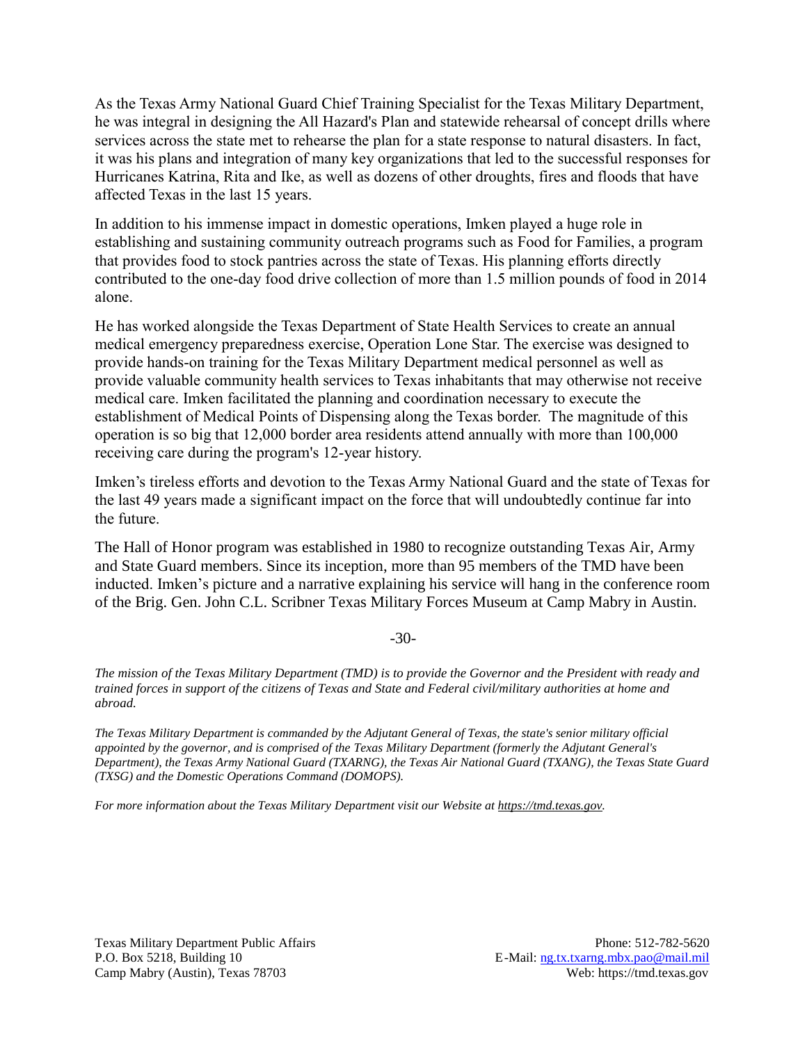As the Texas Army National Guard Chief Training Specialist for the Texas Military Department, he was integral in designing the All Hazard's Plan and statewide rehearsal of concept drills where services across the state met to rehearse the plan for a state response to natural disasters. In fact, it was his plans and integration of many key organizations that led to the successful responses for Hurricanes Katrina, Rita and Ike, as well as dozens of other droughts, fires and floods that have affected Texas in the last 15 years.

In addition to his immense impact in domestic operations, Imken played a huge role in establishing and sustaining community outreach programs such as Food for Families, a program that provides food to stock pantries across the state of Texas. His planning efforts directly contributed to the one-day food drive collection of more than 1.5 million pounds of food in 2014 alone.

He has worked alongside the Texas Department of State Health Services to create an annual medical emergency preparedness exercise, Operation Lone Star. The exercise was designed to provide hands-on training for the Texas Military Department medical personnel as well as provide valuable community health services to Texas inhabitants that may otherwise not receive medical care. Imken facilitated the planning and coordination necessary to execute the establishment of Medical Points of Dispensing along the Texas border. The magnitude of this operation is so big that 12,000 border area residents attend annually with more than 100,000 receiving care during the program's 12-year history.

Imken's tireless efforts and devotion to the Texas Army National Guard and the state of Texas for the last 49 years made a significant impact on the force that will undoubtedly continue far into the future.

The Hall of Honor program was established in 1980 to recognize outstanding Texas Air, Army and State Guard members. Since its inception, more than 95 members of the TMD have been inducted. Imken's picture and a narrative explaining his service will hang in the conference room of the Brig. Gen. John C.L. Scribner Texas Military Forces Museum at Camp Mabry in Austin.

-30-

*The mission of the Texas Military Department (TMD) is to provide the Governor and the President with ready and trained forces in support of the citizens of Texas and State and Federal civil/military authorities at home and abroad.*

*The Texas Military Department is commanded by the Adjutant General of Texas, the state's senior military official appointed by the governor, and is comprised of the Texas Military Department (formerly the Adjutant General's Department), the Texas Army National Guard (TXARNG), the Texas Air National Guard (TXANG), the Texas State Guard (TXSG) and the Domestic Operations Command (DOMOPS).*

*For more information about the Texas Military Department visit our Website at https://tmd.texas.gov.*

Texas Military Department Public Affairs
P.O. Box 5218, Building 10
Camp Mabry (Austin), Texas 78703

Phone: 512-782-5620
E-Mail: ng.tx.txarng.mbx.pao@mail.mil
Web: https://tmd.texas.gov